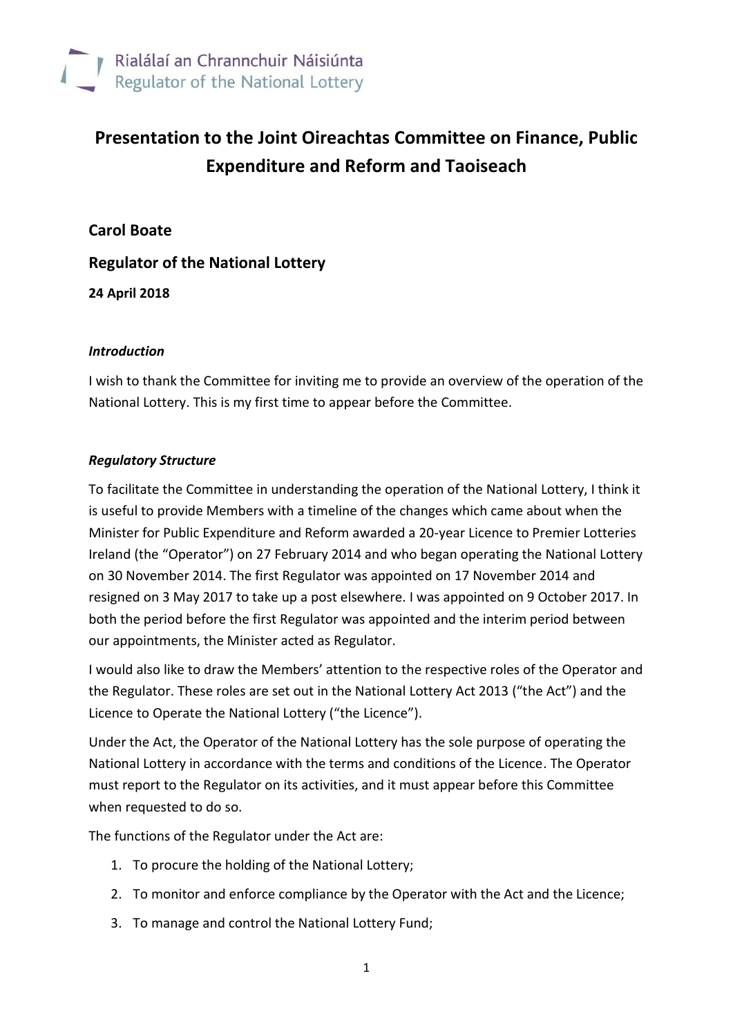Rialálaí an Chrannchuir Náisiúnta
Regulator of the National Lottery

# Presentation to the Joint Oireachtas Committee on Finance, Public Expenditure and Reform and Taoiseach

**Carol Boate**

**Regulator of the National Lottery**

**24 April 2018**

### *Introduction*

I wish to thank the Committee for inviting me to provide an overview of the operation of the National Lottery. This is my first time to appear before the Committee.

### *Regulatory Structure*

To facilitate the Committee in understanding the operation of the National Lottery, I think it is useful to provide Members with a timeline of the changes which came about when the Minister for Public Expenditure and Reform awarded a 20-year Licence to Premier Lotteries Ireland (the "Operator") on 27 February 2014 and who began operating the National Lottery on 30 November 2014. The first Regulator was appointed on 17 November 2014 and resigned on 3 May 2017 to take up a post elsewhere. I was appointed on 9 October 2017. In both the period before the first Regulator was appointed and the interim period between our appointments, the Minister acted as Regulator.

I would also like to draw the Members' attention to the respective roles of the Operator and the Regulator. These roles are set out in the National Lottery Act 2013 ("the Act") and the Licence to Operate the National Lottery ("the Licence").

Under the Act, the Operator of the National Lottery has the sole purpose of operating the National Lottery in accordance with the terms and conditions of the Licence. The Operator must report to the Regulator on its activities, and it must appear before this Committee when requested to do so.

The functions of the Regulator under the Act are:

1. To procure the holding of the National Lottery;
2. To monitor and enforce compliance by the Operator with the Act and the Licence;
3. To manage and control the National Lottery Fund;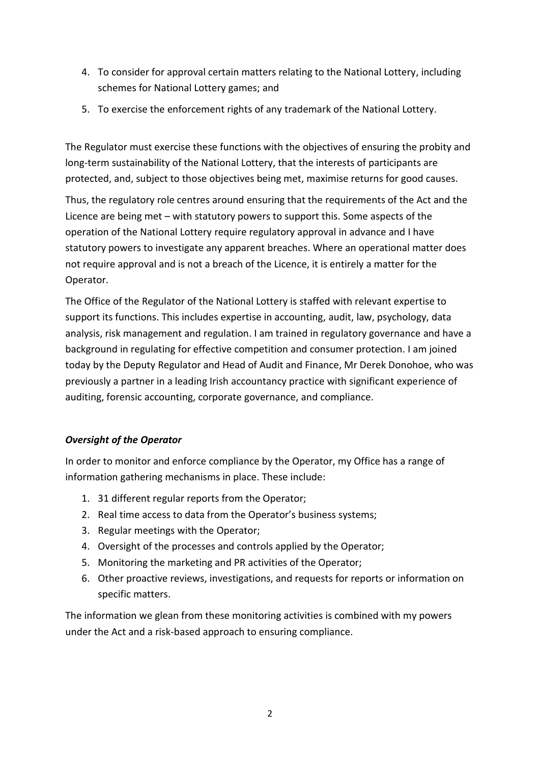4. To consider for approval certain matters relating to the National Lottery, including schemes for National Lottery games; and
5. To exercise the enforcement rights of any trademark of the National Lottery.

The Regulator must exercise these functions with the objectives of ensuring the probity and long-term sustainability of the National Lottery, that the interests of participants are protected, and, subject to those objectives being met, maximise returns for good causes.

Thus, the regulatory role centres around ensuring that the requirements of the Act and the Licence are being met – with statutory powers to support this. Some aspects of the operation of the National Lottery require regulatory approval in advance and I have statutory powers to investigate any apparent breaches. Where an operational matter does not require approval and is not a breach of the Licence, it is entirely a matter for the Operator.

The Office of the Regulator of the National Lottery is staffed with relevant expertise to support its functions. This includes expertise in accounting, audit, law, psychology, data analysis, risk management and regulation. I am trained in regulatory governance and have a background in regulating for effective competition and consumer protection. I am joined today by the Deputy Regulator and Head of Audit and Finance, Mr Derek Donohoe, who was previously a partner in a leading Irish accountancy practice with significant experience of auditing, forensic accounting, corporate governance, and compliance.

***Oversight of the Operator***

In order to monitor and enforce compliance by the Operator, my Office has a range of information gathering mechanisms in place. These include:

1. 31 different regular reports from the Operator;
2. Real time access to data from the Operator's business systems;
3. Regular meetings with the Operator;
4. Oversight of the processes and controls applied by the Operator;
5. Monitoring the marketing and PR activities of the Operator;
6. Other proactive reviews, investigations, and requests for reports or information on specific matters.

The information we glean from these monitoring activities is combined with my powers under the Act and a risk-based approach to ensuring compliance.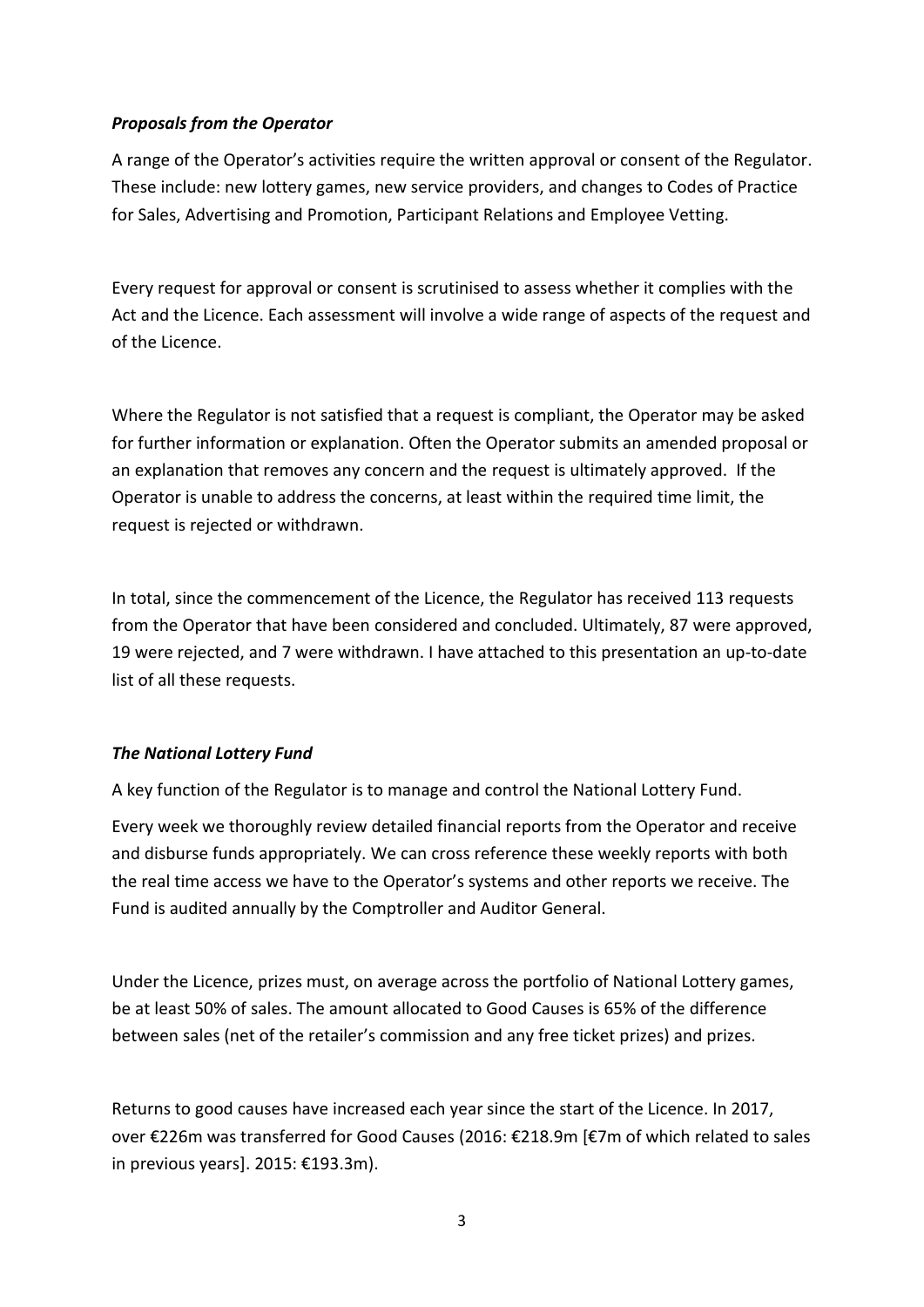***Proposals from the Operator***

A range of the Operator's activities require the written approval or consent of the Regulator. These include: new lottery games, new service providers, and changes to Codes of Practice for Sales, Advertising and Promotion, Participant Relations and Employee Vetting.

Every request for approval or consent is scrutinised to assess whether it complies with the Act and the Licence. Each assessment will involve a wide range of aspects of the request and of the Licence.

Where the Regulator is not satisfied that a request is compliant, the Operator may be asked for further information or explanation. Often the Operator submits an amended proposal or an explanation that removes any concern and the request is ultimately approved. If the Operator is unable to address the concerns, at least within the required time limit, the request is rejected or withdrawn.

In total, since the commencement of the Licence, the Regulator has received 113 requests from the Operator that have been considered and concluded. Ultimately, 87 were approved, 19 were rejected, and 7 were withdrawn. I have attached to this presentation an up-to-date list of all these requests.

***The National Lottery Fund***

A key function of the Regulator is to manage and control the National Lottery Fund.

Every week we thoroughly review detailed financial reports from the Operator and receive and disburse funds appropriately. We can cross reference these weekly reports with both the real time access we have to the Operator's systems and other reports we receive. The Fund is audited annually by the Comptroller and Auditor General.

Under the Licence, prizes must, on average across the portfolio of National Lottery games, be at least 50% of sales. The amount allocated to Good Causes is 65% of the difference between sales (net of the retailer's commission and any free ticket prizes) and prizes.

Returns to good causes have increased each year since the start of the Licence. In 2017, over €226m was transferred for Good Causes (2016: €218.9m [€7m of which related to sales in previous years]. 2015: €193.3m).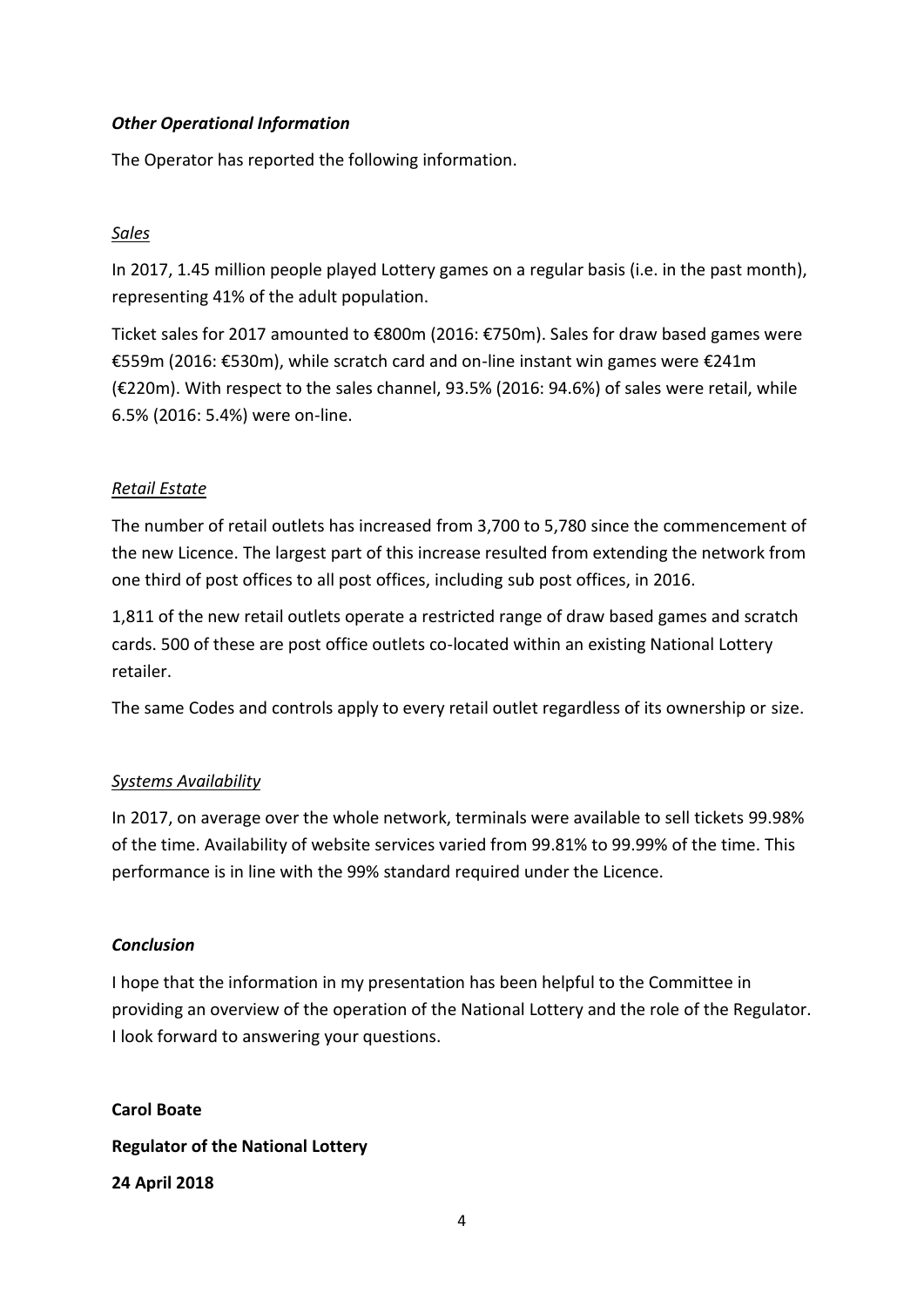### *Other Operational Information*

The Operator has reported the following information.

*Sales*

In 2017, 1.45 million people played Lottery games on a regular basis (i.e. in the past month), representing 41% of the adult population.

Ticket sales for 2017 amounted to €800m (2016: €750m). Sales for draw based games were €559m (2016: €530m), while scratch card and on-line instant win games were €241m (€220m). With respect to the sales channel, 93.5% (2016: 94.6%) of sales were retail, while 6.5% (2016: 5.4%) were on-line.

*Retail Estate*

The number of retail outlets has increased from 3,700 to 5,780 since the commencement of the new Licence. The largest part of this increase resulted from extending the network from one third of post offices to all post offices, including sub post offices, in 2016.

1,811 of the new retail outlets operate a restricted range of draw based games and scratch cards. 500 of these are post office outlets co-located within an existing National Lottery retailer.

The same Codes and controls apply to every retail outlet regardless of its ownership or size.

*Systems Availability*

In 2017, on average over the whole network, terminals were available to sell tickets 99.98% of the time. Availability of website services varied from 99.81% to 99.99% of the time. This performance is in line with the 99% standard required under the Licence.

### *Conclusion*

I hope that the information in my presentation has been helpful to the Committee in providing an overview of the operation of the National Lottery and the role of the Regulator. I look forward to answering your questions.

**Carol Boate**

**Regulator of the National Lottery**

**24 April 2018**